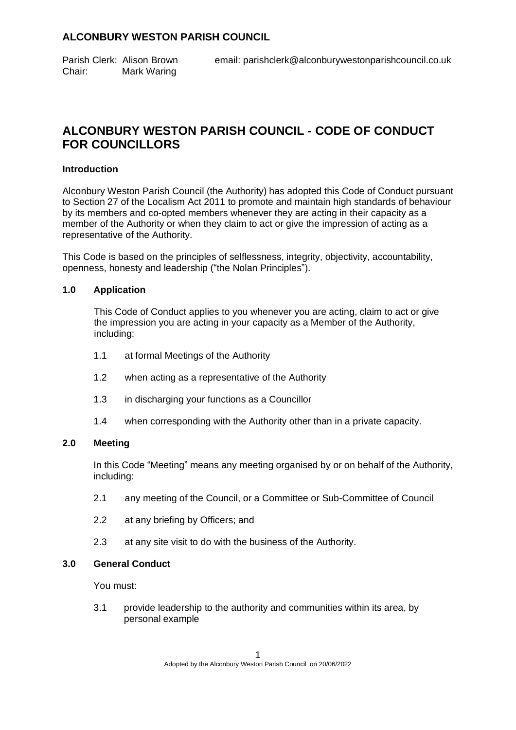**ALCONBURY WESTON PARISH COUNCIL**

Parish Clerk: Alison Brown  email: parishclerk@alconburywestonparishcouncil.co.uk
Chair: Mark Waring

# ALCONBURY WESTON PARISH COUNCIL - CODE OF CONDUCT FOR COUNCILLORS

### Introduction

Alconbury Weston Parish Council (the Authority) has adopted this Code of Conduct pursuant to Section 27 of the Localism Act 2011 to promote and maintain high standards of behaviour by its members and co-opted members whenever they are acting in their capacity as a member of the Authority or when they claim to act or give the impression of acting as a representative of the Authority.

This Code is based on the principles of selflessness, integrity, objectivity, accountability, openness, honesty and leadership ("the Nolan Principles").

### 1.0 Application

This Code of Conduct applies to you whenever you are acting, claim to act or give the impression you are acting in your capacity as a Member of the Authority, including:

1.1 at formal Meetings of the Authority

1.2 when acting as a representative of the Authority

1.3 in discharging your functions as a Councillor

1.4 when corresponding with the Authority other than in a private capacity.

### 2.0 Meeting

In this Code "Meeting" means any meeting organised by or on behalf of the Authority, including:

2.1 any meeting of the Council, or a Committee or Sub-Committee of Council

2.2 at any briefing by Officers; and

2.3 at any site visit to do with the business of the Authority.

### 3.0 General Conduct

You must:

3.1 provide leadership to the authority and communities within its area, by personal example

Adopted by the Alconbury Weston Parish Council on 20/06/2022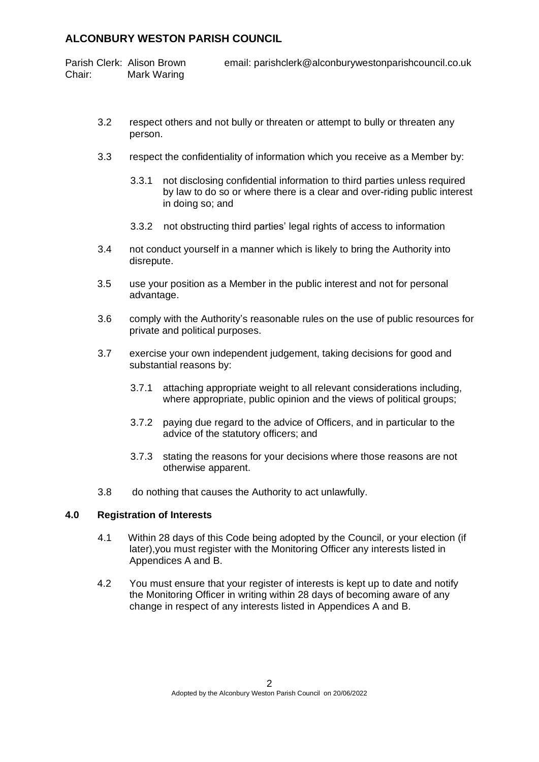3.2 respect others and not bully or threaten or attempt to bully or threaten any person.

3.3 respect the confidentiality of information which you receive as a Member by:

  3.3.1 not disclosing confidential information to third parties unless required by law to do so or where there is a clear and over-riding public interest in doing so; and

  3.3.2 not obstructing third parties' legal rights of access to information

3.4 not conduct yourself in a manner which is likely to bring the Authority into disrepute.

3.5 use your position as a Member in the public interest and not for personal advantage.

3.6 comply with the Authority's reasonable rules on the use of public resources for private and political purposes.

3.7 exercise your own independent judgement, taking decisions for good and substantial reasons by:

  3.7.1 attaching appropriate weight to all relevant considerations including, where appropriate, public opinion and the views of political groups;

  3.7.2 paying due regard to the advice of Officers, and in particular to the advice of the statutory officers; and

  3.7.3 stating the reasons for your decisions where those reasons are not otherwise apparent.

3.8 do nothing that causes the Authority to act unlawfully.

## 4.0 Registration of Interests

4.1 Within 28 days of this Code being adopted by the Council, or your election (if later),you must register with the Monitoring Officer any interests listed in Appendices A and B.

4.2 You must ensure that your register of interests is kept up to date and notify the Monitoring Officer in writing within 28 days of becoming aware of any change in respect of any interests listed in Appendices A and B.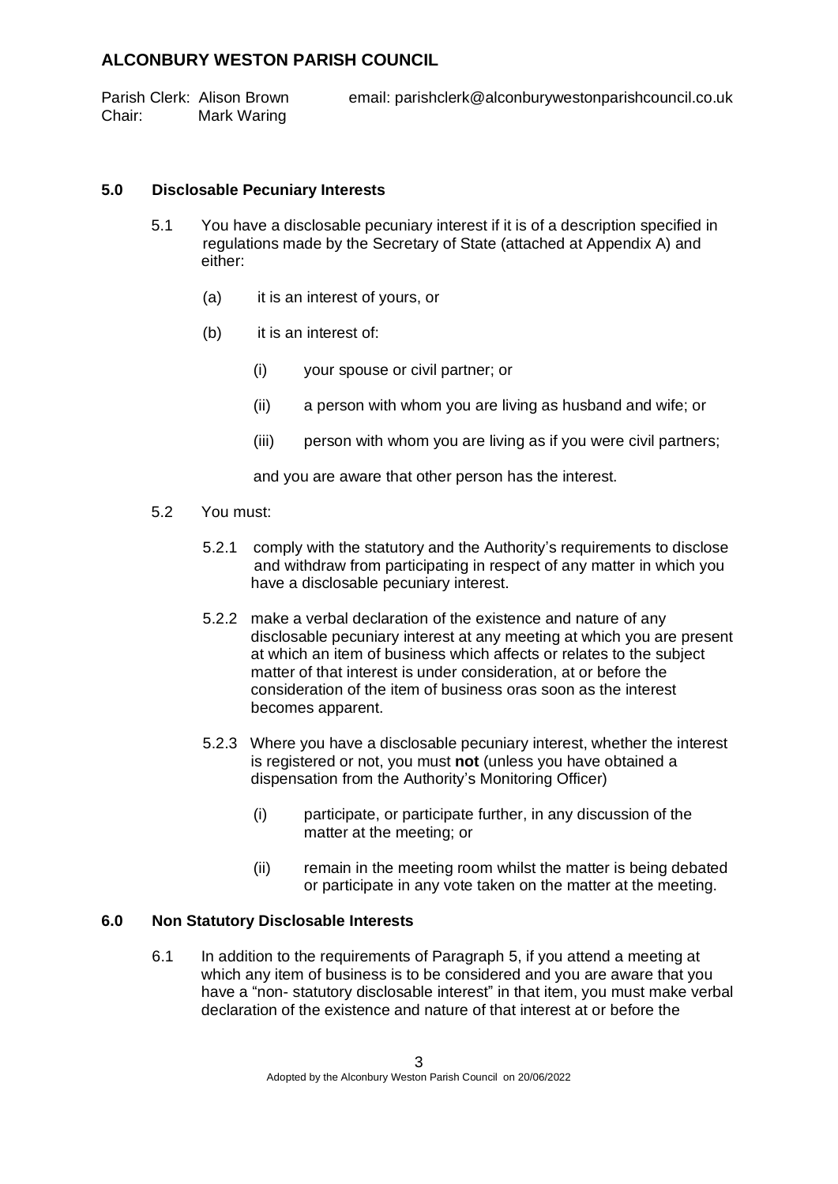## 5.0 Disclosable Pecuniary Interests

5.1 You have a disclosable pecuniary interest if it is of a description specified in regulations made by the Secretary of State (attached at Appendix A) and either:

(a) it is an interest of yours, or

(b) it is an interest of:

(i) your spouse or civil partner; or

(ii) a person with whom you are living as husband and wife; or

(iii) person with whom you are living as if you were civil partners;

and you are aware that other person has the interest.

5.2 You must:

5.2.1 comply with the statutory and the Authority's requirements to disclose and withdraw from participating in respect of any matter in which you have a disclosable pecuniary interest.

5.2.2 make a verbal declaration of the existence and nature of any disclosable pecuniary interest at any meeting at which you are present at which an item of business which affects or relates to the subject matter of that interest is under consideration, at or before the consideration of the item of business oras soon as the interest becomes apparent.

5.2.3 Where you have a disclosable pecuniary interest, whether the interest is registered or not, you must **not** (unless you have obtained a dispensation from the Authority's Monitoring Officer)

(i) participate, or participate further, in any discussion of the matter at the meeting; or

(ii) remain in the meeting room whilst the matter is being debated or participate in any vote taken on the matter at the meeting.

## 6.0 Non Statutory Disclosable Interests

6.1 In addition to the requirements of Paragraph 5, if you attend a meeting at which any item of business is to be considered and you are aware that you have a "non- statutory disclosable interest" in that item, you must make verbal declaration of the existence and nature of that interest at or before the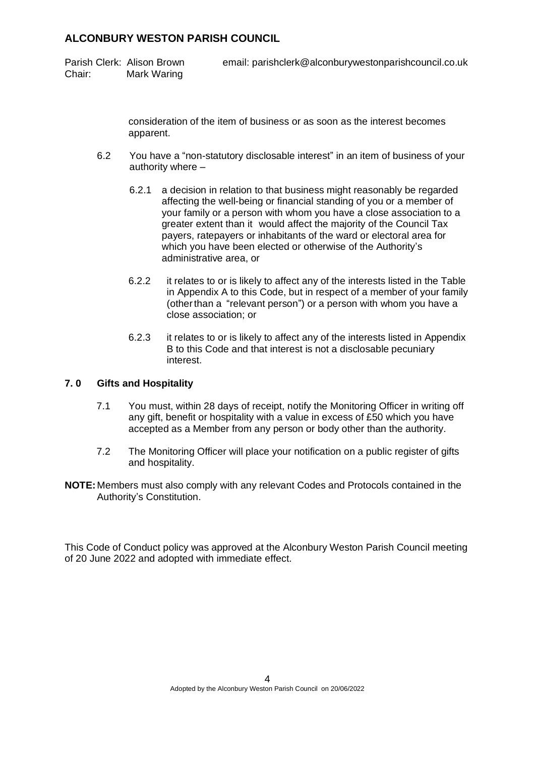consideration of the item of business or as soon as the interest becomes apparent.

6.2 You have a "non-statutory disclosable interest" in an item of business of your authority where –

6.2.1 a decision in relation to that business might reasonably be regarded affecting the well-being or financial standing of you or a member of your family or a person with whom you have a close association to a greater extent than it would affect the majority of the Council Tax payers, ratepayers or inhabitants of the ward or electoral area for which you have been elected or otherwise of the Authority's administrative area, or

6.2.2 it relates to or is likely to affect any of the interests listed in the Table in Appendix A to this Code, but in respect of a member of your family (other than a "relevant person") or a person with whom you have a close association; or

6.2.3 it relates to or is likely to affect any of the interests listed in Appendix B to this Code and that interest is not a disclosable pecuniary interest.

## 7. 0 Gifts and Hospitality

7.1 You must, within 28 days of receipt, notify the Monitoring Officer in writing off any gift, benefit or hospitality with a value in excess of £50 which you have accepted as a Member from any person or body other than the authority.

7.2 The Monitoring Officer will place your notification on a public register of gifts and hospitality.

**NOTE:** Members must also comply with any relevant Codes and Protocols contained in the Authority's Constitution.

This Code of Conduct policy was approved at the Alconbury Weston Parish Council meeting of 20 June 2022 and adopted with immediate effect.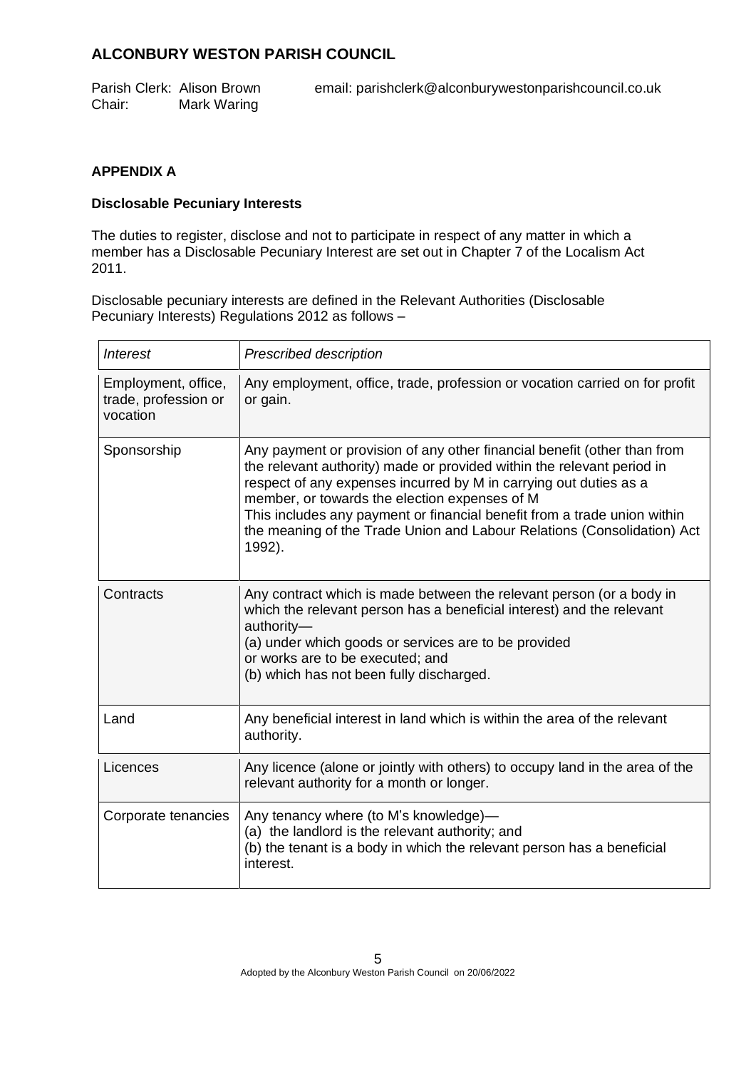## ALCONBURY WESTON PARISH COUNCIL

Parish Clerk: Alison Brown email: parishclerk@alconburywestonparishcouncil.co.uk
Chair: Mark Waring

**APPENDIX A**

**Disclosable Pecuniary Interests**

The duties to register, disclose and not to participate in respect of any matter in which a member has a Disclosable Pecuniary Interest are set out in Chapter 7 of the Localism Act 2011.

Disclosable pecuniary interests are defined in the Relevant Authorities (Disclosable Pecuniary Interests) Regulations 2012 as follows –

| *Interest* | *Prescribed description* |
|---|---|
| Employment, office, trade, profession or vocation | Any employment, office, trade, profession or vocation carried on for profit or gain. |
| Sponsorship | Any payment or provision of any other financial benefit (other than from the relevant authority) made or provided within the relevant period in respect of any expenses incurred by M in carrying out duties as a member, or towards the election expenses of M<br>This includes any payment or financial benefit from a trade union within the meaning of the Trade Union and Labour Relations (Consolidation) Act 1992). |
| Contracts | Any contract which is made between the relevant person (or a body in which the relevant person has a beneficial interest) and the relevant authority—<br>(a) under which goods or services are to be provided or works are to be executed; and<br>(b) which has not been fully discharged. |
| Land | Any beneficial interest in land which is within the area of the relevant authority. |
| Licences | Any licence (alone or jointly with others) to occupy land in the area of the relevant authority for a month or longer. |
| Corporate tenancies | Any tenancy where (to M's knowledge)—<br>(a) the landlord is the relevant authority; and<br>(b) the tenant is a body in which the relevant person has a beneficial interest. |

Adopted by the Alconbury Weston Parish Council on 20/06/2022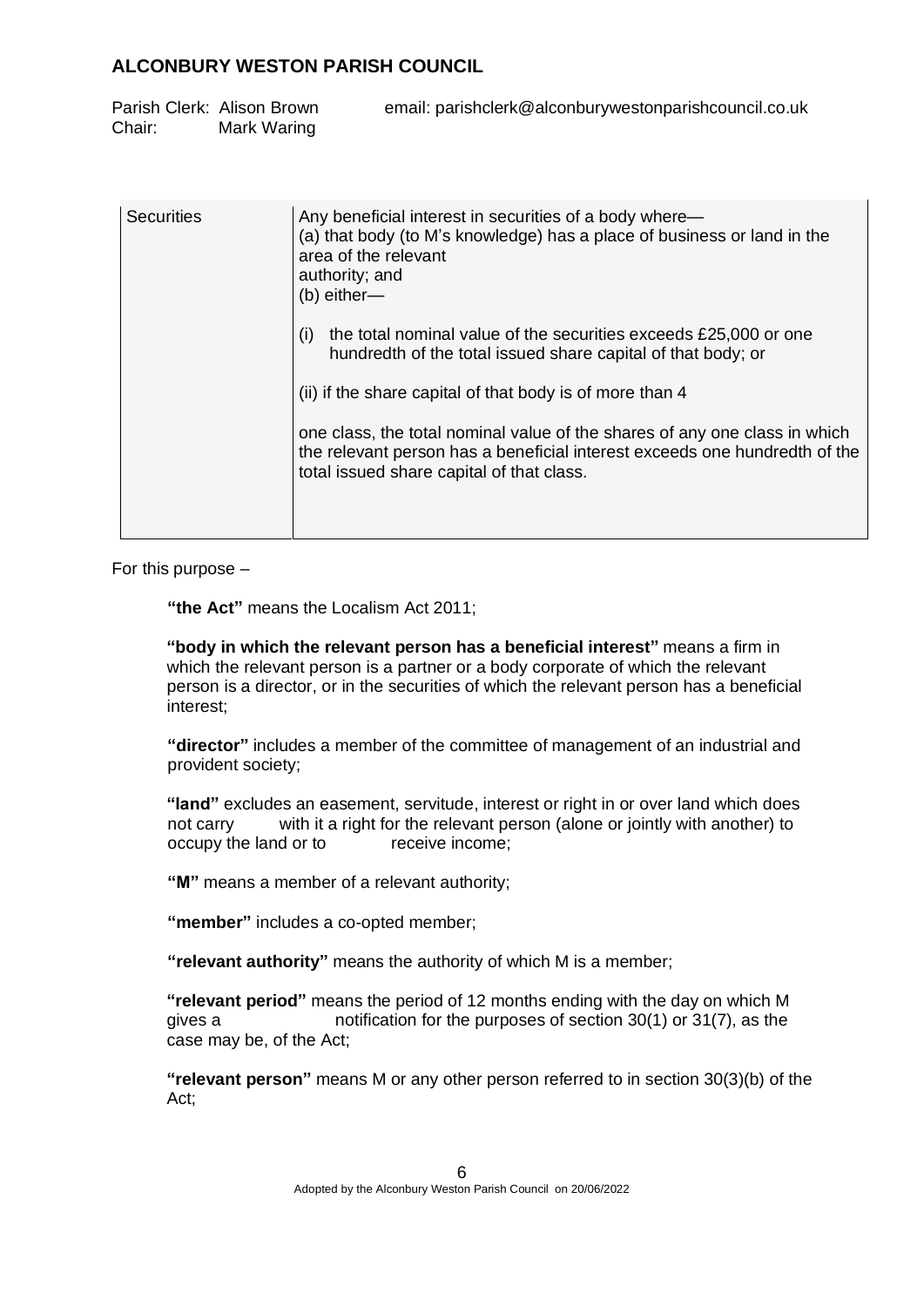| Securities | Any beneficial interest in securities of a body where—<br>(a) that body (to M's knowledge) has a place of business or land in the area of the relevant authority; and<br>(b) either—<br><br>(i) the total nominal value of the securities exceeds £25,000 or one hundredth of the total issued share capital of that body; or<br><br>(ii) if the share capital of that body is of more than 4<br><br>one class, the total nominal value of the shares of any one class in which the relevant person has a beneficial interest exceeds one hundredth of the total issued share capital of that class. |
|---|---|

For this purpose –

**"the Act"** means the Localism Act 2011;

**"body in which the relevant person has a beneficial interest"** means a firm in which the relevant person is a partner or a body corporate of which the relevant person is a director, or in the securities of which the relevant person has a beneficial interest;

**"director"** includes a member of the committee of management of an industrial and provident society;

**"land"** excludes an easement, servitude, interest or right in or over land which does not carry with it a right for the relevant person (alone or jointly with another) to occupy the land or to receive income;

**"M"** means a member of a relevant authority;

**"member"** includes a co-opted member;

**"relevant authority"** means the authority of which M is a member;

**"relevant period"** means the period of 12 months ending with the day on which M gives a notification for the purposes of section 30(1) or 31(7), as the case may be, of the Act;

**"relevant person"** means M or any other person referred to in section 30(3)(b) of the Act;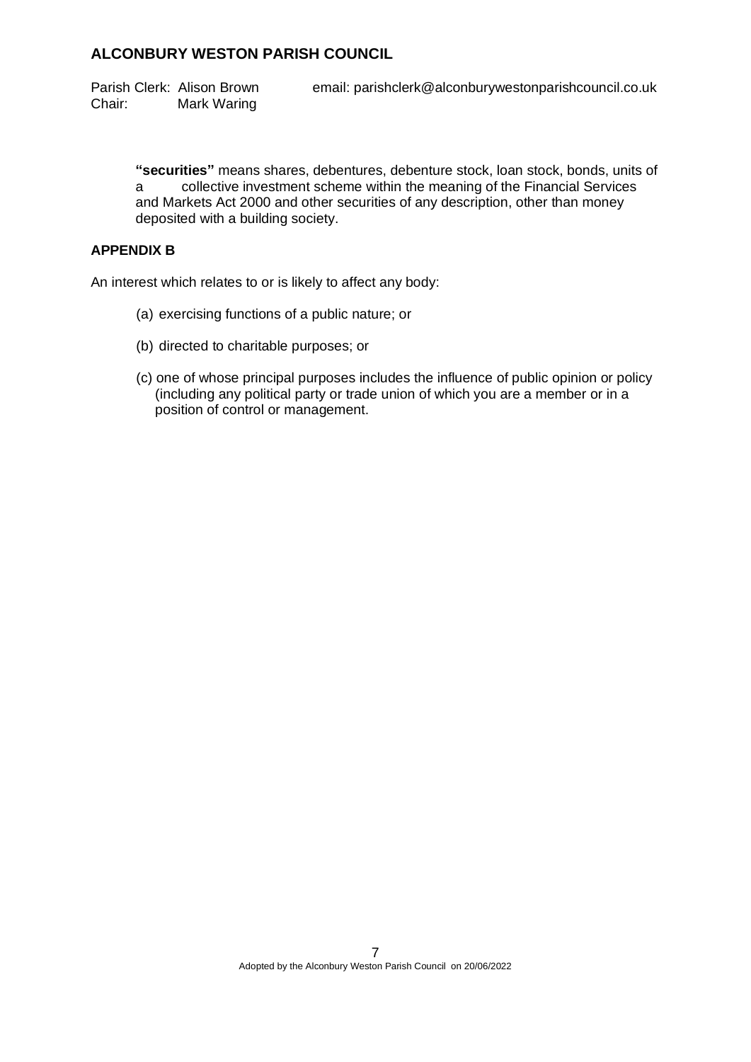**"securities"** means shares, debentures, debenture stock, loan stock, bonds, units of a collective investment scheme within the meaning of the Financial Services and Markets Act 2000 and other securities of any description, other than money deposited with a building society.

**APPENDIX B**

An interest which relates to or is likely to affect any body:

(a) exercising functions of a public nature; or

(b) directed to charitable purposes; or

(c) one of whose principal purposes includes the influence of public opinion or policy (including any political party or trade union of which you are a member or in a position of control or management.